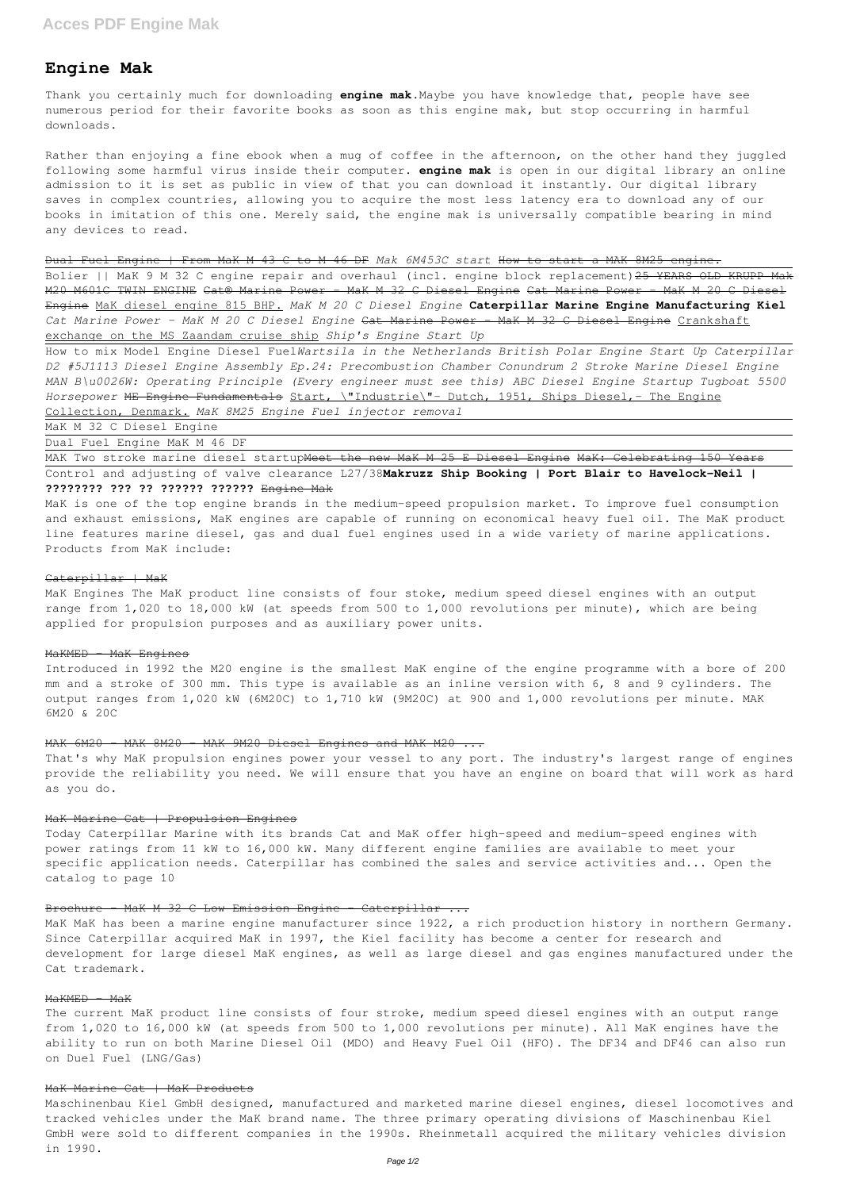# Engine Mak

Thank you certainly much for downloading **engine mak**.Maybe you have knowledge that, people have see numerous period for their favorite books as soon as this engine mak, but stop occurring in harmful downloads.

Rather than enjoying a fine ebook when a mug of coffee in the afternoon, on the other hand they juggled following some harmful virus inside their computer. **engine mak** is open in our digital library an online admission to it is set as public in view of that you can download it instantly. Our digital library saves in complex countries, allowing you to acquire the most less latency era to download any of our books in imitation of this one. Merely said, the engine mak is universally compatible bearing in mind any devices to read.

~~Dual Fuel Engine | From MaK M 43 C to M 46 DF~~ *Mak 6M453C start* ~~How to start a MAK 8M25 engine.~~

Bolier || MaK 9 M 32 C engine repair and overhaul (incl. engine block replacement) ~~25 YEARS OLD KRUPP Mak M20 M601C TWIN ENGINE~~ ~~Cat® Marine Power - MaK M 32 C Diesel Engine~~ ~~Cat Marine Power - MaK M 20 C Diesel Engine~~ MaK diesel engine 815 BHP. *MaK M 20 C Diesel Engine* **Caterpillar Marine Engine Manufacturing Kiel** *Cat Marine Power - MaK M 20 C Diesel Engine* ~~Cat Marine Power - MaK M 32 C Diesel Engine~~ Crankshaft exchange on the MS Zaandam cruise ship *Ship's Engine Start Up*

How to mix Model Engine Diesel Fuel*Wartsila in the Netherlands British Polar Engine Start Up Caterpillar D2 #5J1113 Diesel Engine Assembly Ep.24: Precombustion Chamber Conundrum 2 Stroke Marine Diesel Engine MAN B\u0026W: Operating Principle (Every engineer must see this) ABC Diesel Engine Startup Tugboat 5500 Horsepower* ~~ME Engine Fundamentals~~ Start, \"Industrie\"- Dutch, 1951, Ships Diesel,- The Engine Collection, Denmark. *MaK 8M25 Engine Fuel injector removal*

MaK M 32 C Diesel Engine

Dual Fuel Engine MaK M 46 DF

MAK Two stroke marine diesel startup~~Meet the new MaK M 25 E Diesel Engine~~ ~~MaK: Celebrating 150 Years~~

Control and adjusting of valve clearance L27/38**Makruzz Ship Booking | Port Blair to Havelock-Neil | ???????? ??? ?? ?????? ??????** ~~Engine Mak~~

MaK is one of the top engine brands in the medium-speed propulsion market. To improve fuel consumption and exhaust emissions, MaK engines are capable of running on economical heavy fuel oil. The MaK product line features marine diesel, gas and dual fuel engines used in a wide variety of marine applications. Products from MaK include:

~~Caterpillar | MaK~~

MaK Engines The MaK product line consists of four stoke, medium speed diesel engines with an output range from 1,020 to 18,000 kW (at speeds from 500 to 1,000 revolutions per minute), which are being applied for propulsion purposes and as auxiliary power units.

~~MaKMED - MaK Engines~~

Introduced in 1992 the M20 engine is the smallest MaK engine of the engine programme with a bore of 200 mm and a stroke of 300 mm. This type is available as an inline version with 6, 8 and 9 cylinders. The output ranges from 1,020 kW (6M20C) to 1,710 kW (9M20C) at 900 and 1,000 revolutions per minute. MAK 6M20 & 20C

~~MAK 6M20 - MAK 8M20 - MAK 9M20 Diesel Engines and MAK M20 ...~~

That's why MaK propulsion engines power your vessel to any port. The industry's largest range of engines provide the reliability you need. We will ensure that you have an engine on board that will work as hard as you do.

~~MaK Marine Cat | Propulsion Engines~~

Today Caterpillar Marine with its brands Cat and MaK offer high-speed and medium-speed engines with power ratings from 11 kW to 16,000 kW. Many different engine families are available to meet your specific application needs. Caterpillar has combined the sales and service activities and... Open the catalog to page 10

~~Brochure - MaK M 32 C Low Emission Engine - Caterpillar ...~~

MaK MaK has been a marine engine manufacturer since 1922, a rich production history in northern Germany. Since Caterpillar acquired MaK in 1997, the Kiel facility has become a center for research and development for large diesel MaK engines, as well as large diesel and gas engines manufactured under the Cat trademark.

~~MaKMED - MaK~~

The current MaK product line consists of four stroke, medium speed diesel engines with an output range from 1,020 to 16,000 kW (at speeds from 500 to 1,000 revolutions per minute). All MaK engines have the ability to run on both Marine Diesel Oil (MDO) and Heavy Fuel Oil (HFO). The DF34 and DF46 can also run on Duel Fuel (LNG/Gas)

~~MaK Marine Cat | MaK Products~~

Maschinenbau Kiel GmbH designed, manufactured and marketed marine diesel engines, diesel locomotives and tracked vehicles under the MaK brand name. The three primary operating divisions of Maschinenbau Kiel GmbH were sold to different companies in the 1990s. Rheinmetall acquired the military vehicles division in 1990.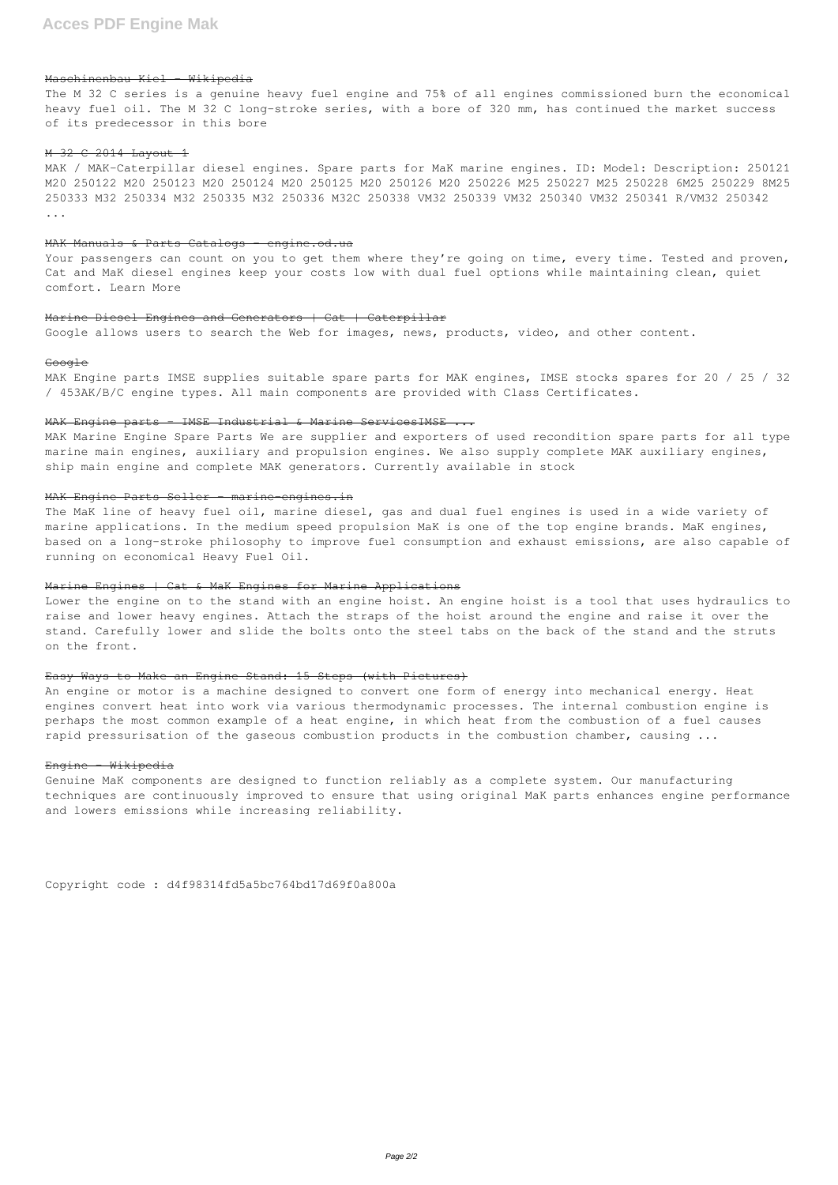### Maschinenbau Kiel - Wikipedia

The M 32 C series is a genuine heavy fuel engine and 75% of all engines commissioned burn the economical heavy fuel oil. The M 32 C long-stroke series, with a bore of 320 mm, has continued the market success of its predecessor in this bore

### M 32 C 2014 Layout 1

MAK / MAK-Caterpillar diesel engines. Spare parts for MaK marine engines. ID: Model: Description: 250121 M20 250122 M20 250123 M20 250124 M20 250125 M20 250126 M20 250226 M25 250227 M25 250228 6M25 250229 8M25 250333 M32 250334 M32 250335 M32 250336 M32C 250338 VM32 250339 VM32 250340 VM32 250341 R/VM32 250342 ...

### MAK Manuals & Parts Catalogs - engine.od.ua

Your passengers can count on you to get them where they're going on time, every time. Tested and proven, Cat and MaK diesel engines keep your costs low with dual fuel options while maintaining clean, quiet comfort. Learn More

### Marine Diesel Engines and Generators | Cat | Caterpillar

Google allows users to search the Web for images, news, products, video, and other content.

### Google

MAK Engine parts IMSE supplies suitable spare parts for MAK engines, IMSE stocks spares for 20 / 25 / 32 / 453AK/B/C engine types. All main components are provided with Class Certificates.

### MAK Engine parts - IMSE Industrial & Marine ServicesIMSE ...

MAK Marine Engine Spare Parts We are supplier and exporters of used recondition spare parts for all type marine main engines, auxiliary and propulsion engines. We also supply complete MAK auxiliary engines, ship main engine and complete MAK generators. Currently available in stock

### MAK Engine Parts Seller - marine-engines.in

The MaK line of heavy fuel oil, marine diesel, gas and dual fuel engines is used in a wide variety of marine applications. In the medium speed propulsion MaK is one of the top engine brands. MaK engines, based on a long-stroke philosophy to improve fuel consumption and exhaust emissions, are also capable of running on economical Heavy Fuel Oil.

### Marine Engines | Cat & MaK Engines for Marine Applications

Lower the engine on to the stand with an engine hoist. An engine hoist is a tool that uses hydraulics to raise and lower heavy engines. Attach the straps of the hoist around the engine and raise it over the stand. Carefully lower and slide the bolts onto the steel tabs on the back of the stand and the struts on the front.

### Easy Ways to Make an Engine Stand: 15 Steps (with Pictures)

An engine or motor is a machine designed to convert one form of energy into mechanical energy. Heat engines convert heat into work via various thermodynamic processes. The internal combustion engine is perhaps the most common example of a heat engine, in which heat from the combustion of a fuel causes rapid pressurisation of the gaseous combustion products in the combustion chamber, causing ...

### Engine - Wikipedia

Genuine MaK components are designed to function reliably as a complete system. Our manufacturing techniques are continuously improved to ensure that using original MaK parts enhances engine performance and lowers emissions while increasing reliability.

Copyright code : d4f98314fd5a5bc764bd17d69f0a800a